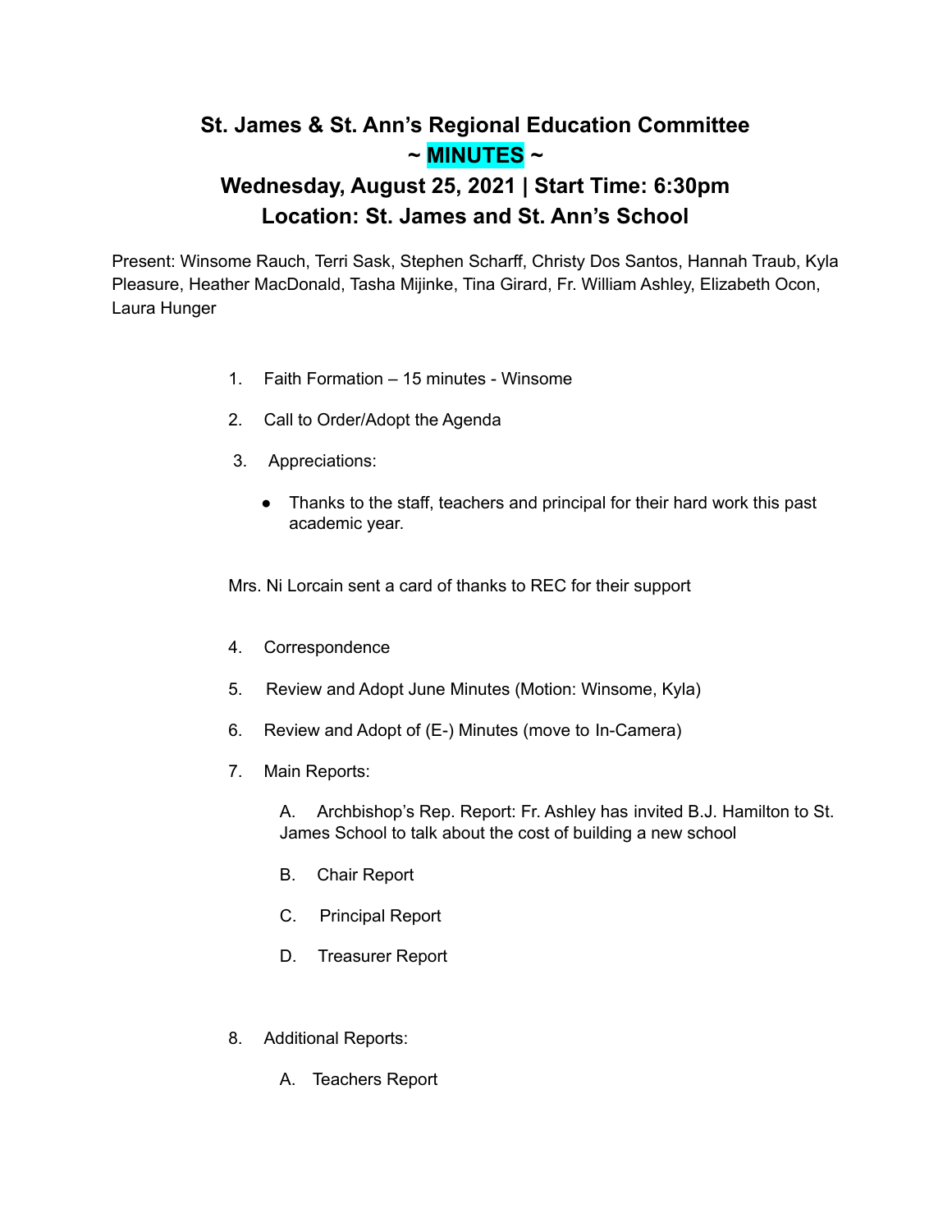# St. James & St. Ann's Regional Education Committee
# ~ MINUTES ~
## Wednesday, August 25, 2021 | Start Time: 6:30pm
## Location: St. James and St. Ann's School

Present: Winsome Rauch, Terri Sask, Stephen Scharff, Christy Dos Santos, Hannah Traub, Kyla Pleasure, Heather MacDonald, Tasha Mijinke, Tina Girard, Fr. William Ashley, Elizabeth Ocon, Laura Hunger

1. Faith Formation – 15 minutes - Winsome
2. Call to Order/Adopt the Agenda
3. Appreciations:
   - Thanks to the staff, teachers and principal for their hard work this past academic year.

   Mrs. Ni Lorcain sent a card of thanks to REC for their support

4. Correspondence
5. Review and Adopt June Minutes (Motion: Winsome, Kyla)
6. Review and Adopt of (E-) Minutes (move to In-Camera)
7. Main Reports:

   A. Archbishop's Rep. Report: Fr. Ashley has invited B.J. Hamilton to St. James School to talk about the cost of building a new school

   B. Chair Report

   C. Principal Report

   D. Treasurer Report

8. Additional Reports:

   A. Teachers Report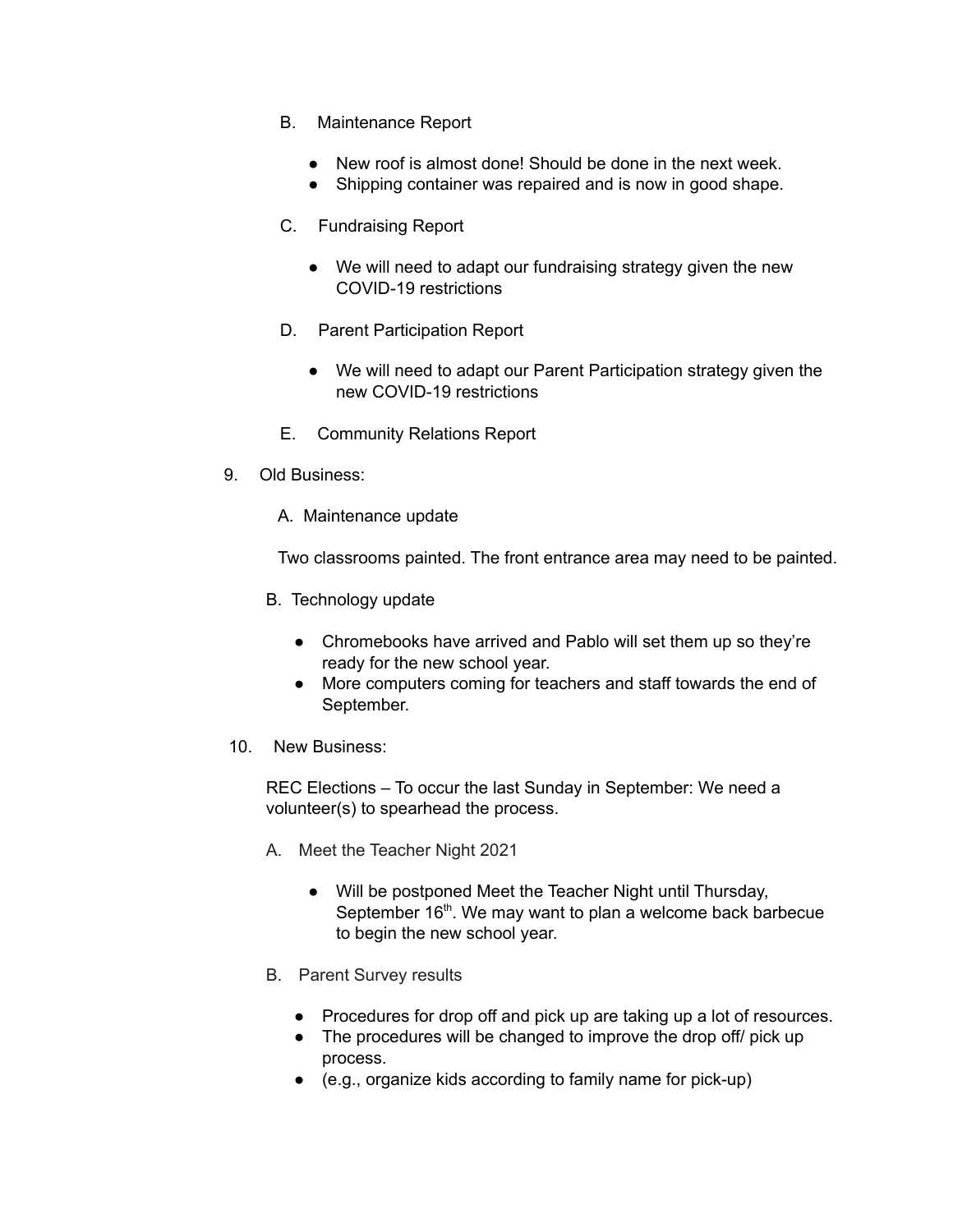B. Maintenance Report

- New roof is almost done! Should be done in the next week.
- Shipping container was repaired and is now in good shape.

C. Fundraising Report

- We will need to adapt our fundraising strategy given the new COVID-19 restrictions

D. Parent Participation Report

- We will need to adapt our Parent Participation strategy given the new COVID-19 restrictions

E. Community Relations Report

9. Old Business:

A. Maintenance update

Two classrooms painted. The front entrance area may need to be painted.

B. Technology update

- Chromebooks have arrived and Pablo will set them up so they're ready for the new school year.
- More computers coming for teachers and staff towards the end of September.

10. New Business:

REC Elections – To occur the last Sunday in September: We need a volunteer(s) to spearhead the process.

A. Meet the Teacher Night 2021

- Will be postponed Meet the Teacher Night until Thursday, September 16th. We may want to plan a welcome back barbecue to begin the new school year.

B. Parent Survey results

- Procedures for drop off and pick up are taking up a lot of resources.
- The procedures will be changed to improve the drop off/ pick up process.
- (e.g., organize kids according to family name for pick-up)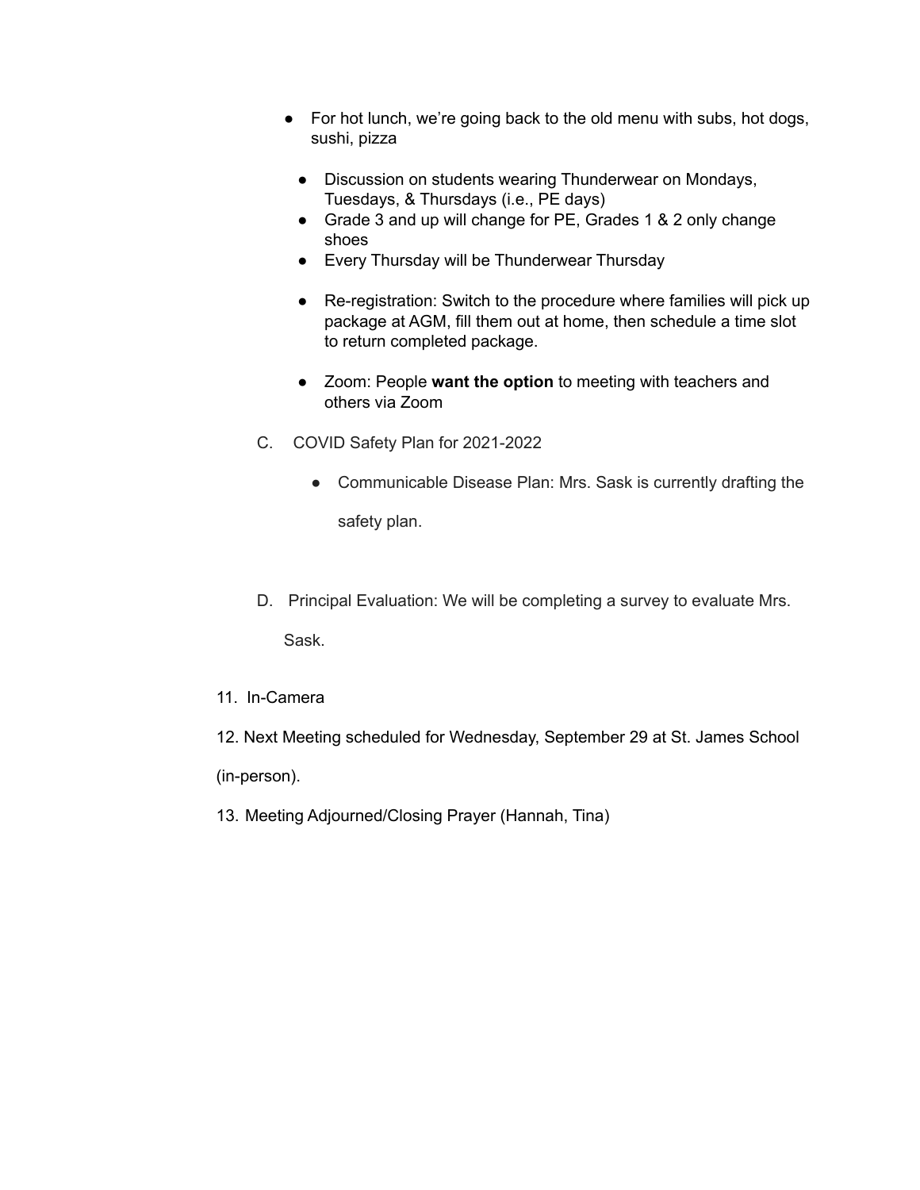- For hot lunch, we're going back to the old menu with subs, hot dogs, sushi, pizza

  - Discussion on students wearing Thunderwear on Mondays, Tuesdays, & Thursdays (i.e., PE days)
  - Grade 3 and up will change for PE, Grades 1 & 2 only change shoes
  - Every Thursday will be Thunderwear Thursday

  - Re-registration: Switch to the procedure where families will pick up package at AGM, fill them out at home, then schedule a time slot to return completed package.

  - Zoom: People **want the option** to meeting with teachers and others via Zoom

C. COVID Safety Plan for 2021-2022

   - Communicable Disease Plan: Mrs. Sask is currently drafting the safety plan.

D. Principal Evaluation: We will be completing a survey to evaluate Mrs. Sask.

11. In-Camera

12. Next Meeting scheduled for Wednesday, September 29 at St. James School (in-person).

13. Meeting Adjourned/Closing Prayer (Hannah, Tina)